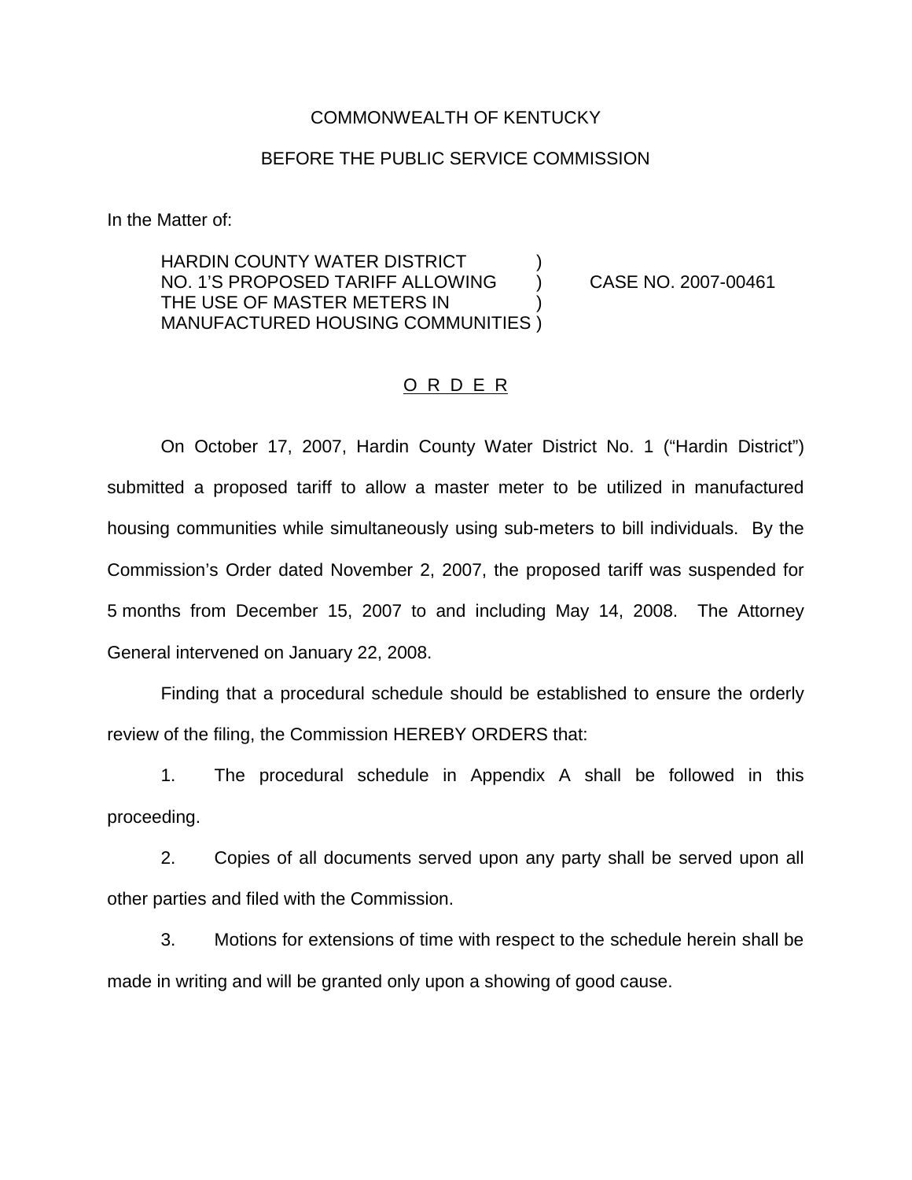COMMONWEALTH OF KENTUCKY

BEFORE THE PUBLIC SERVICE COMMISSION

In the Matter of:

HARDIN COUNTY WATER DISTRICT NO. 1'S PROPOSED TARIFF ALLOWING THE USE OF MASTER METERS IN MANUFACTURED HOUSING COMMUNITIES ) CASE NO. 2007-00461

O R D E R

On October 17, 2007, Hardin County Water District No. 1 ("Hardin District") submitted a proposed tariff to allow a master meter to be utilized in manufactured housing communities while simultaneously using sub-meters to bill individuals. By the Commission's Order dated November 2, 2007, the proposed tariff was suspended for 5 months from December 15, 2007 to and including May 14, 2008. The Attorney General intervened on January 22, 2008.

Finding that a procedural schedule should be established to ensure the orderly review of the filing, the Commission HEREBY ORDERS that:

1. The procedural schedule in Appendix A shall be followed in this proceeding.

2. Copies of all documents served upon any party shall be served upon all other parties and filed with the Commission.

3. Motions for extensions of time with respect to the schedule herein shall be made in writing and will be granted only upon a showing of good cause.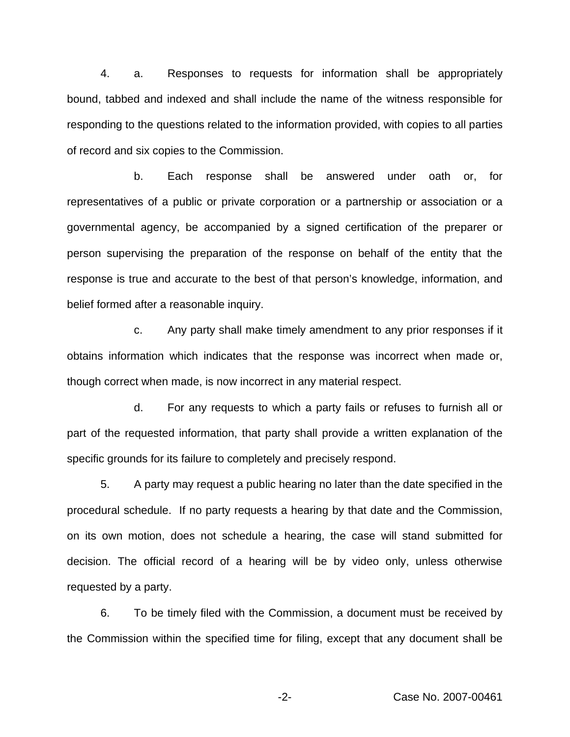4. a. Responses to requests for information shall be appropriately bound, tabbed and indexed and shall include the name of the witness responsible for responding to the questions related to the information provided, with copies to all parties of record and six copies to the Commission.

b. Each response shall be answered under oath or, for representatives of a public or private corporation or a partnership or association or a governmental agency, be accompanied by a signed certification of the preparer or person supervising the preparation of the response on behalf of the entity that the response is true and accurate to the best of that person's knowledge, information, and belief formed after a reasonable inquiry.

c. Any party shall make timely amendment to any prior responses if it obtains information which indicates that the response was incorrect when made or, though correct when made, is now incorrect in any material respect.

d. For any requests to which a party fails or refuses to furnish all or part of the requested information, that party shall provide a written explanation of the specific grounds for its failure to completely and precisely respond.

5. A party may request a public hearing no later than the date specified in the procedural schedule. If no party requests a hearing by that date and the Commission, on its own motion, does not schedule a hearing, the case will stand submitted for decision. The official record of a hearing will be by video only, unless otherwise requested by a party.

6. To be timely filed with the Commission, a document must be received by the Commission within the specified time for filing, except that any document shall be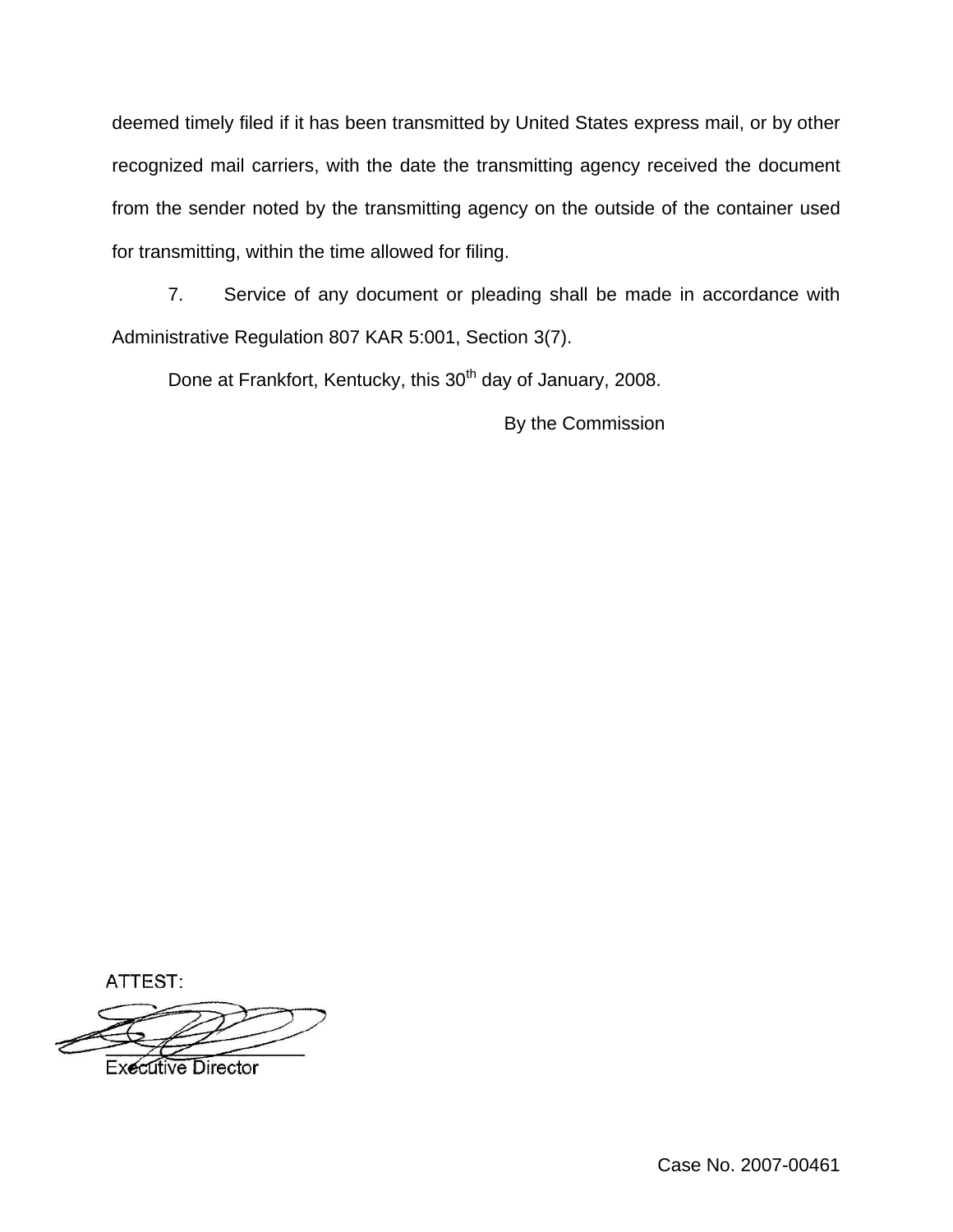deemed timely filed if it has been transmitted by United States express mail, or by other recognized mail carriers, with the date the transmitting agency received the document from the sender noted by the transmitting agency on the outside of the container used for transmitting, within the time allowed for filing.

7. Service of any document or pleading shall be made in accordance with Administrative Regulation 807 KAR 5:001, Section 3(7).

Done at Frankfort, Kentucky, this 30th day of January, 2008.

By the Commission

ATTEST:

Executive Director

Case No. 2007-00461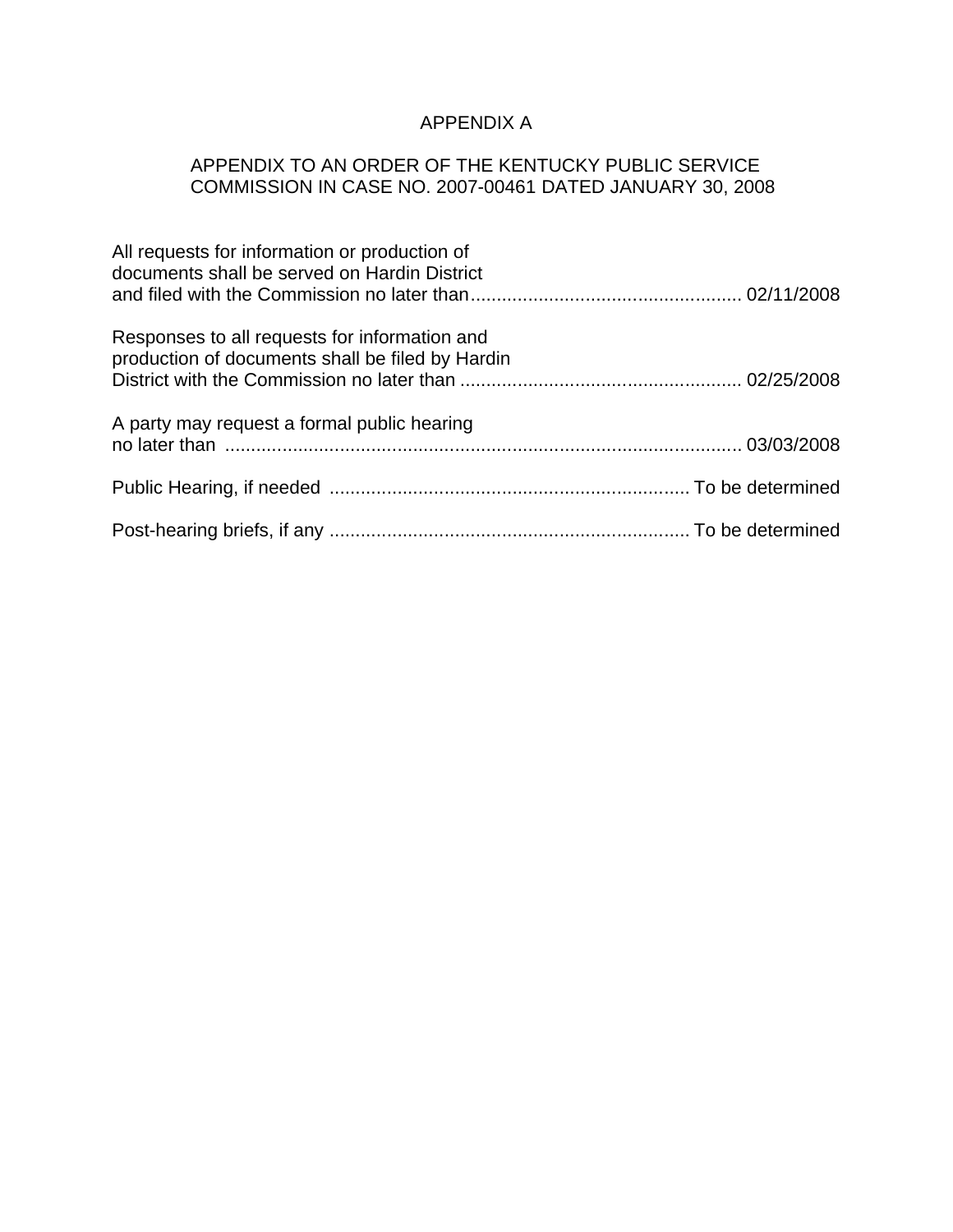# APPENDIX A

## APPENDIX TO AN ORDER OF THE KENTUCKY PUBLIC SERVICE COMMISSION IN CASE NO. 2007-00461 DATED JANUARY 30, 2008

All requests for information or production of documents shall be served on Hardin District and filed with the Commission no later than .................................................... 02/11/2008

Responses to all requests for information and production of documents shall be filed by Hardin District with the Commission no later than ...................................................... 02/25/2008

A party may request a formal public hearing no later than .................................................................................................. 03/03/2008

Public Hearing, if needed .................................................................... To be determined

Post-hearing briefs, if any .................................................................... To be determined